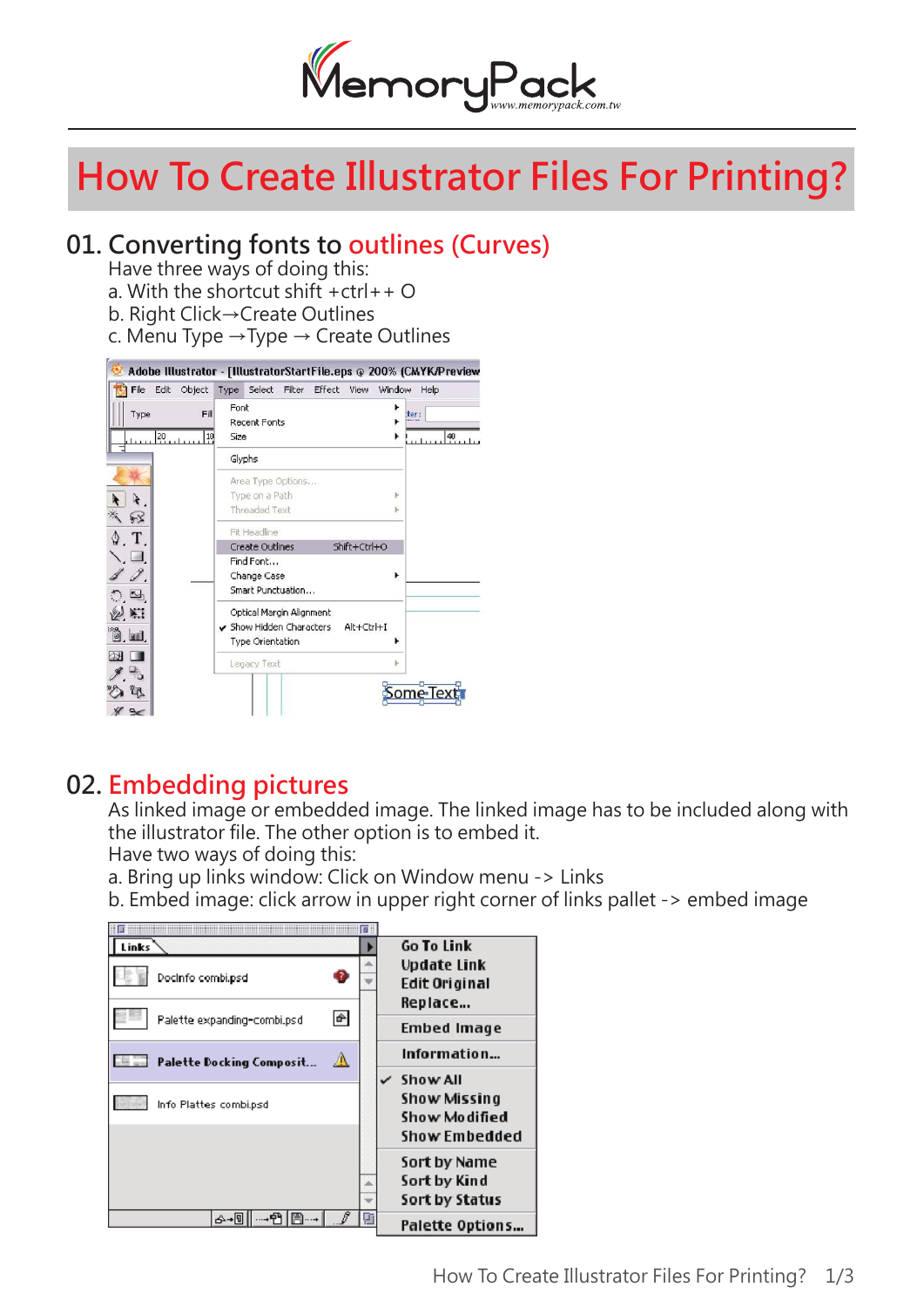# How To Create Illustrator Files For Printing?

## 01. Converting fonts to outlines (Curves)

Have three ways of doing this:

a. With the shortcut shift +ctrl+ + O

b. Right Click→Create Outlines

c. Menu Type →Type → Create Outlines

## 02. Embedding pictures

As linked image or embedded image. The linked image has to be included along with the illustrator file. The other option is to embed it.

Have two ways of doing this:

a. Bring up links window: Click on Window menu -> Links

b. Embed image: click arrow in upper right corner of links pallet -> embed image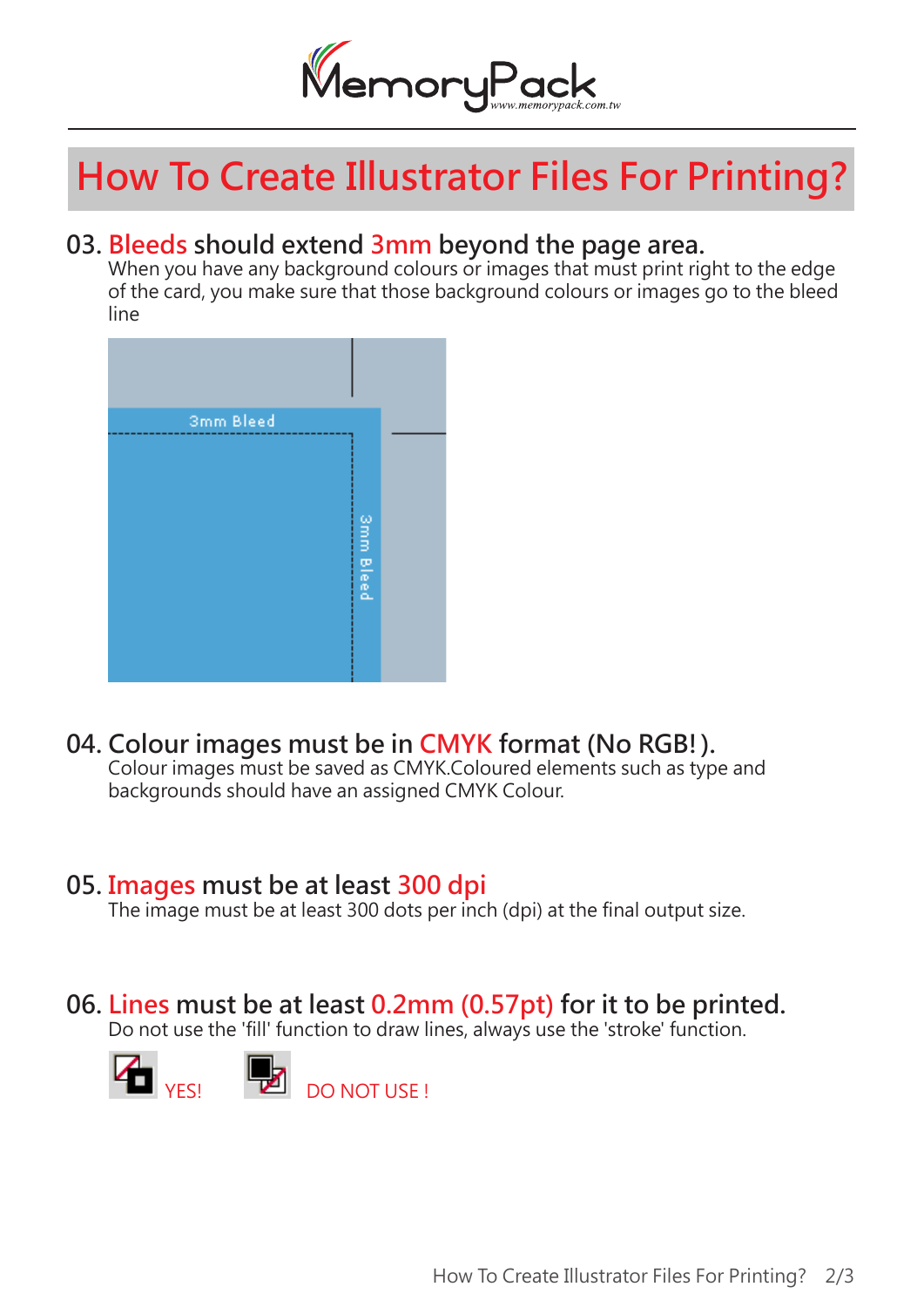# How To Create Illustrator Files For Printing?

## 03. Bleeds should extend 3mm beyond the page area.

When you have any background colours or images that must print right to the edge of the card, you make sure that those background colours or images go to the bleed line

3mm Bleed

3mm Bleed

## 04. Colour images must be in CMYK format (No RGB! ).

Colour images must be saved as CMYK.Coloured elements such as type and backgrounds should have an assigned CMYK Colour.

## 05. Images must be at least 300 dpi

The image must be at least 300 dots per inch (dpi) at the final output size.

## 06. Lines must be at least 0.2mm (0.57pt) for it to be printed.

Do not use the 'fill' function to draw lines, always use the 'stroke' function.

YES! DO NOT USE !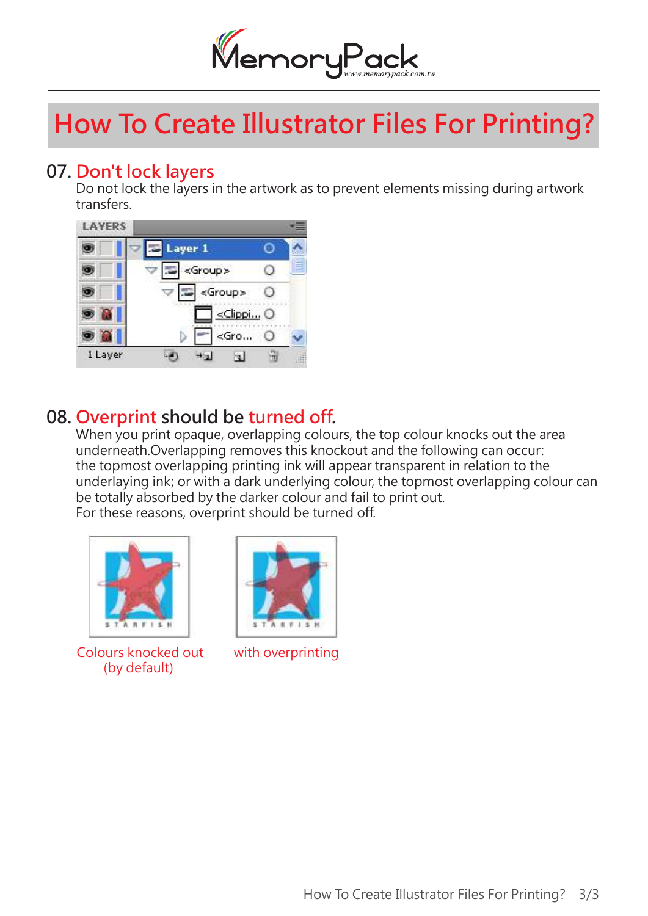# How To Create Illustrator Files For Printing?

## 07. Don't lock layers

Do not lock the layers in the artwork as to prevent elements missing during artwork transfers.

## 08. Overprint should be turned off.

When you print opaque, overlapping colours, the top colour knocks out the area underneath.Overlapping removes this knockout and the following can occur: the topmost overlapping printing ink will appear transparent in relation to the underlaying ink; or with a dark underlying colour, the topmost overlapping colour can be totally absorbed by the darker colour and fail to print out.
For these reasons, overprint should be turned off.

Colours knocked out (by default)

with overprinting